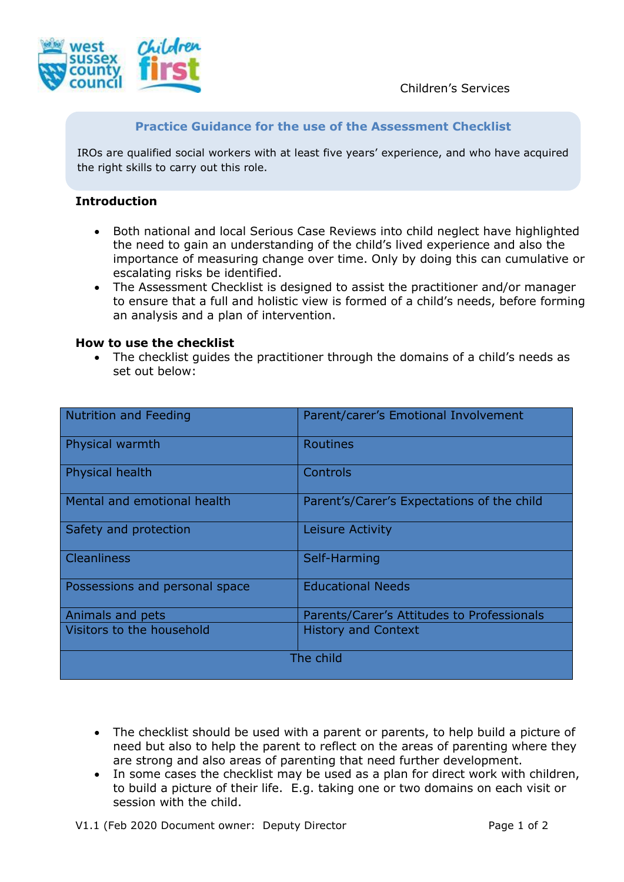Children's Services

## Practice Guidance for the use of the Assessment Checklist

IROs are qualified social workers with at least five years' experience, and who have acquired the right skills to carry out this role.

### Introduction

- Both national and local Serious Case Reviews into child neglect have highlighted the need to gain an understanding of the child's lived experience and also the importance of measuring change over time. Only by doing this can cumulative or escalating risks be identified.
- The Assessment Checklist is designed to assist the practitioner and/or manager to ensure that a full and holistic view is formed of a child's needs, before forming an analysis and a plan of intervention.

### How to use the checklist

- The checklist guides the practitioner through the domains of a child's needs as set out below:

| | |
|---|---|
| Nutrition and Feeding | Parent/carer's Emotional Involvement |
| Physical warmth | Routines |
| Physical health | Controls |
| Mental and emotional health | Parent's/Carer's Expectations of the child |
| Safety and protection | Leisure Activity |
| Cleanliness | Self-Harming |
| Possessions and personal space | Educational Needs |
| Animals and pets | Parents/Carer's Attitudes to Professionals |
| Visitors to the household | History and Context |
| The child | |

- The checklist should be used with a parent or parents, to help build a picture of need but also to help the parent to reflect on the areas of parenting where they are strong and also areas of parenting that need further development.
- In some cases the checklist may be used as a plan for direct work with children, to build a picture of their life. E.g. taking one or two domains on each visit or session with the child.

V1.1 (Feb 2020 Document owner: Deputy Director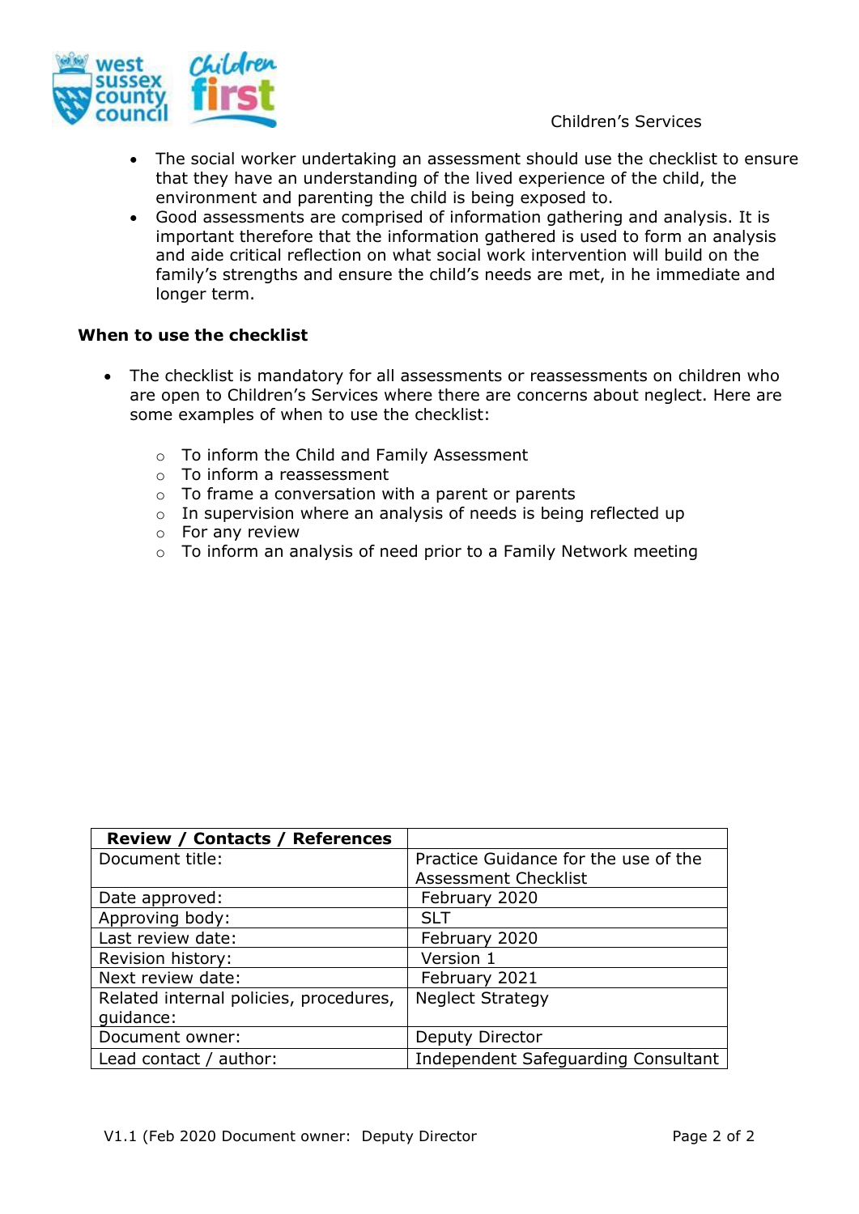- The social worker undertaking an assessment should use the checklist to ensure that they have an understanding of the lived experience of the child, the environment and parenting the child is being exposed to.
- Good assessments are comprised of information gathering and analysis. It is important therefore that the information gathered is used to form an analysis and aide critical reflection on what social work intervention will build on the family's strengths and ensure the child's needs are met, in he immediate and longer term.

**When to use the checklist**

- The checklist is mandatory for all assessments or reassessments on children who are open to Children's Services where there are concerns about neglect. Here are some examples of when to use the checklist:
  - To inform the Child and Family Assessment
  - To inform a reassessment
  - To frame a conversation with a parent or parents
  - In supervision where an analysis of needs is being reflected up
  - For any review
  - To inform an analysis of need prior to a Family Network meeting

| Review / Contacts / References | |
|---|---|
| Document title: | Practice Guidance for the use of the Assessment Checklist |
| Date approved: | February 2020 |
| Approving body: | SLT |
| Last review date: | February 2020 |
| Revision history: | Version 1 |
| Next review date: | February 2021 |
| Related internal policies, procedures, guidance: | Neglect Strategy |
| Document owner: | Deputy Director |
| Lead contact / author: | Independent Safeguarding Consultant |